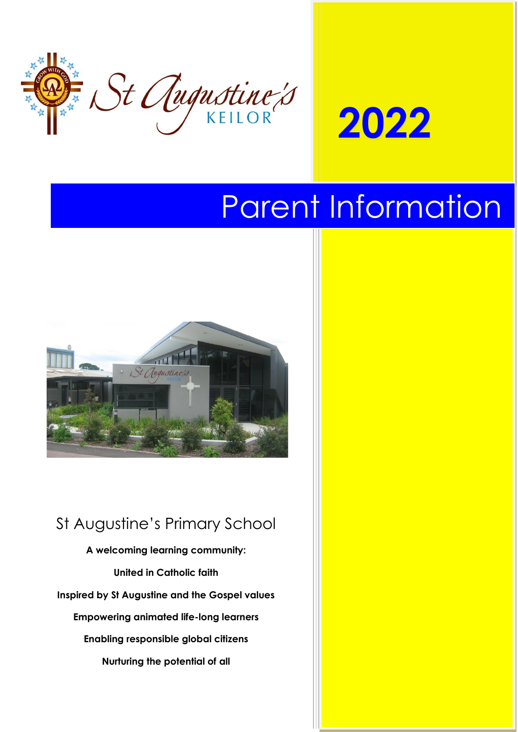# St Augustine's KEILOR

# 2022

# Parent Information

## St Augustine's Primary School

**A welcoming learning community:**

**United in Catholic faith**

**Inspired by St Augustine and the Gospel values**

**Empowering animated life-long learners**

**Enabling responsible global citizens**

**Nurturing the potential of all**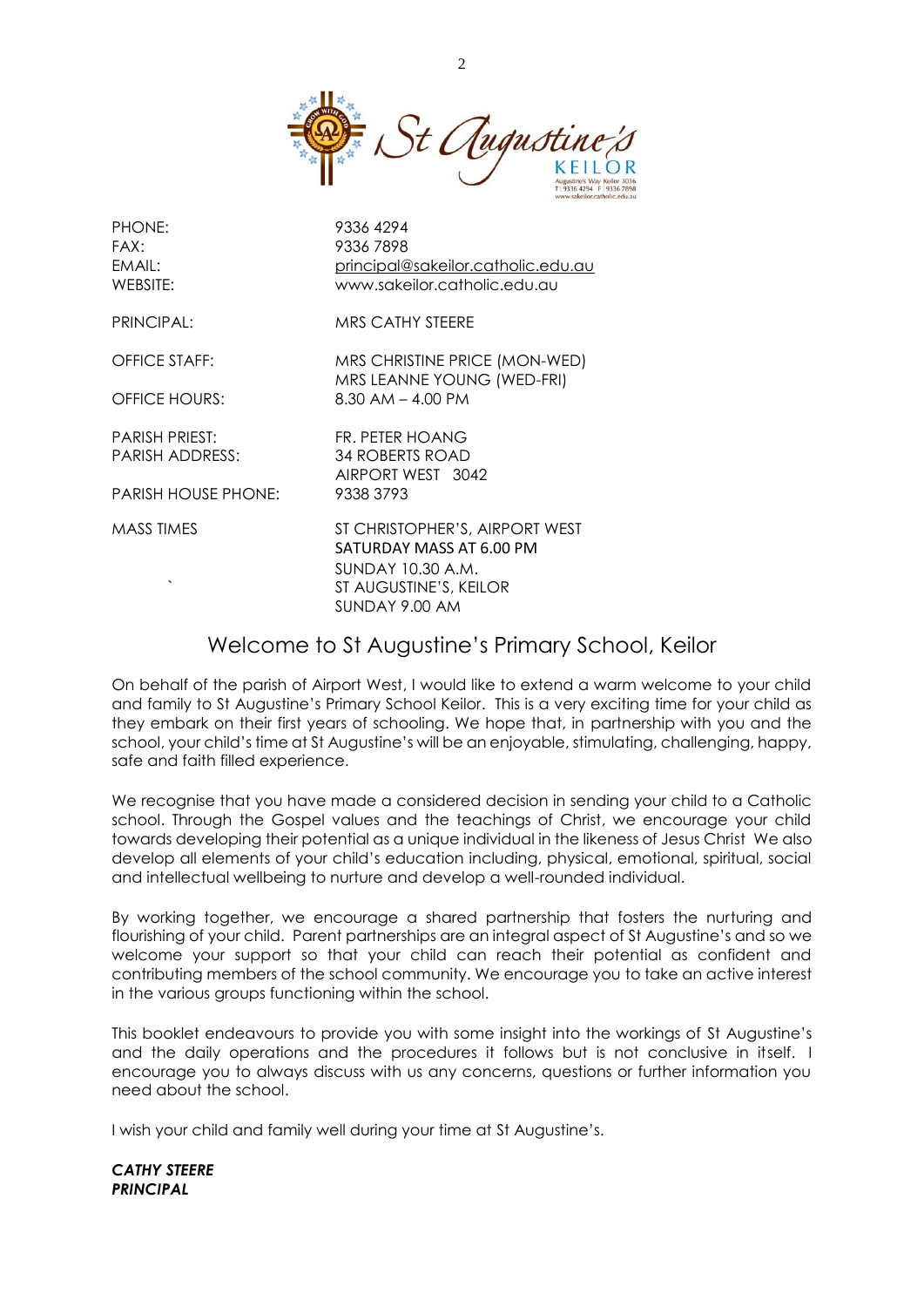| | |
|---|---|
| PHONE: | 9336 4294 |
| FAX: | 9336 7898 |
| EMAIL: | principal@sakeilor.catholic.edu.au |
| WEBSITE: | www.sakeilor.catholic.edu.au |
| PRINCIPAL: | MRS CATHY STEERE |
| OFFICE STAFF: | MRS CHRISTINE PRICE (MON-WED)<br>MRS LEANNE YOUNG (WED-FRI) |
| OFFICE HOURS: | 8.30 AM – 4.00 PM |
| PARISH PRIEST: | FR. PETER HOANG |
| PARISH ADDRESS: | 34 ROBERTS ROAD<br>AIRPORT WEST 3042 |
| PARISH HOUSE PHONE: | 9338 3793 |
| MASS TIMES | ST CHRISTOPHER'S, AIRPORT WEST<br>SATURDAY MASS AT 6.00 PM<br>SUNDAY 10.30 A.M.<br>ST AUGUSTINE'S, KEILOR<br>SUNDAY 9.00 AM |

## Welcome to St Augustine's Primary School, Keilor

On behalf of the parish of Airport West, I would like to extend a warm welcome to your child and family to St Augustine's Primary School Keilor. This is a very exciting time for your child as they embark on their first years of schooling. We hope that, in partnership with you and the school, your child's time at St Augustine's will be an enjoyable, stimulating, challenging, happy, safe and faith filled experience.

We recognise that you have made a considered decision in sending your child to a Catholic school. Through the Gospel values and the teachings of Christ, we encourage your child towards developing their potential as a unique individual in the likeness of Jesus Christ We also develop all elements of your child's education including, physical, emotional, spiritual, social and intellectual wellbeing to nurture and develop a well-rounded individual.

By working together, we encourage a shared partnership that fosters the nurturing and flourishing of your child. Parent partnerships are an integral aspect of St Augustine's and so we welcome your support so that your child can reach their potential as confident and contributing members of the school community. We encourage you to take an active interest in the various groups functioning within the school.

This booklet endeavours to provide you with some insight into the workings of St Augustine's and the daily operations and the procedures it follows but is not conclusive in itself. I encourage you to always discuss with us any concerns, questions or further information you need about the school.

I wish your child and family well during your time at St Augustine's.

***CATHY STEERE***
***PRINCIPAL***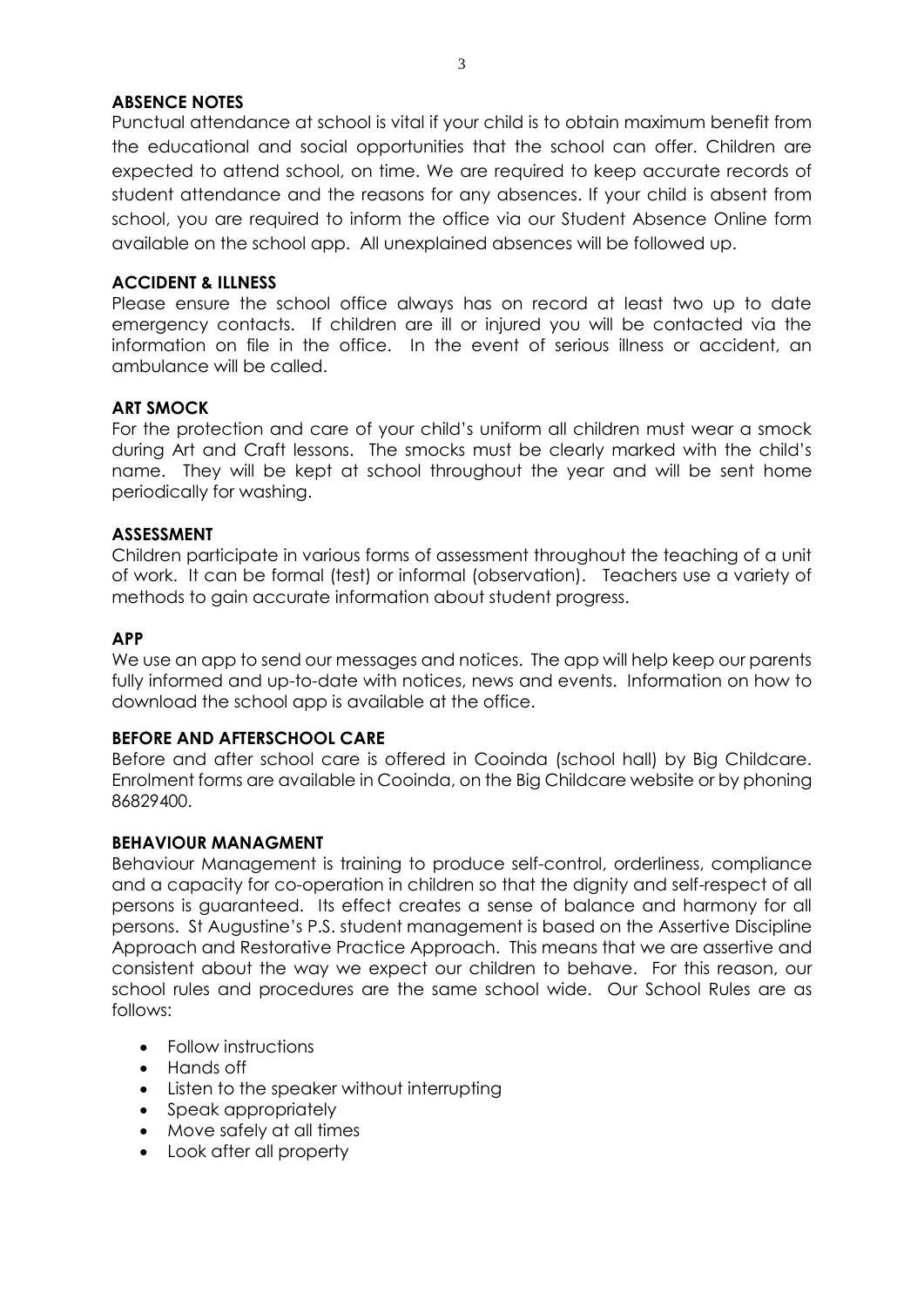## ABSENCE NOTES

Punctual attendance at school is vital if your child is to obtain maximum benefit from the educational and social opportunities that the school can offer. Children are expected to attend school, on time. We are required to keep accurate records of student attendance and the reasons for any absences. If your child is absent from school, you are required to inform the office via our Student Absence Online form available on the school app. All unexplained absences will be followed up.

## ACCIDENT & ILLNESS

Please ensure the school office always has on record at least two up to date emergency contacts. If children are ill or injured you will be contacted via the information on file in the office. In the event of serious illness or accident, an ambulance will be called.

## ART SMOCK

For the protection and care of your child's uniform all children must wear a smock during Art and Craft lessons. The smocks must be clearly marked with the child's name. They will be kept at school throughout the year and will be sent home periodically for washing.

## ASSESSMENT

Children participate in various forms of assessment throughout the teaching of a unit of work. It can be formal (test) or informal (observation). Teachers use a variety of methods to gain accurate information about student progress.

## APP

We use an app to send our messages and notices. The app will help keep our parents fully informed and up-to-date with notices, news and events. Information on how to download the school app is available at the office.

## BEFORE AND AFTERSCHOOL CARE

Before and after school care is offered in Cooinda (school hall) by Big Childcare. Enrolment forms are available in Cooinda, on the Big Childcare website or by phoning 86829400.

## BEHAVIOUR MANAGMENT

Behaviour Management is training to produce self-control, orderliness, compliance and a capacity for co-operation in children so that the dignity and self-respect of all persons is guaranteed. Its effect creates a sense of balance and harmony for all persons. St Augustine's P.S. student management is based on the Assertive Discipline Approach and Restorative Practice Approach. This means that we are assertive and consistent about the way we expect our children to behave. For this reason, our school rules and procedures are the same school wide. Our School Rules are as follows:

- Follow instructions
- Hands off
- Listen to the speaker without interrupting
- Speak appropriately
- Move safely at all times
- Look after all property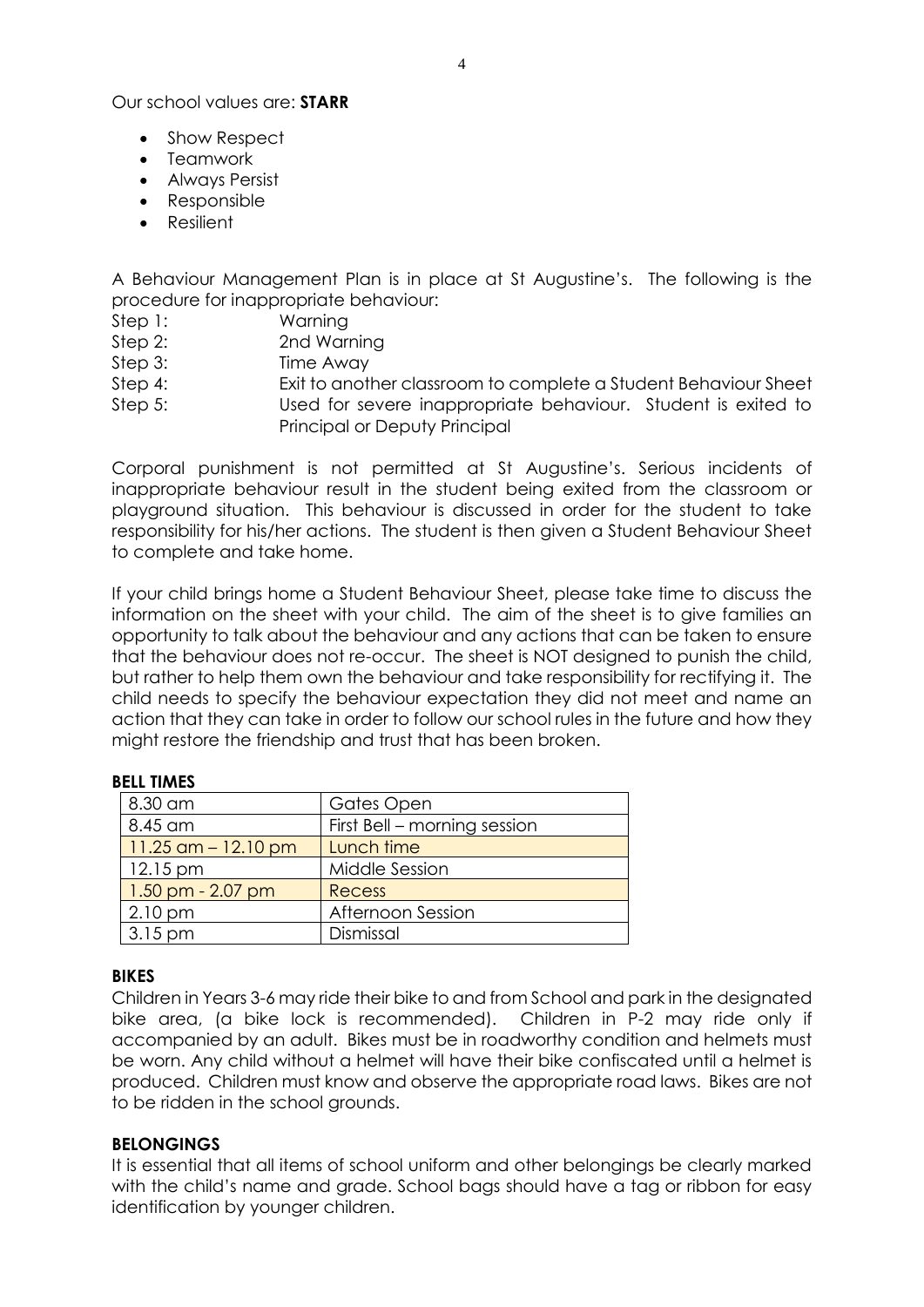Our school values are: **STARR**

- Show Respect
- Teamwork
- Always Persist
- Responsible
- Resilient

A Behaviour Management Plan is in place at St Augustine's. The following is the procedure for inappropriate behaviour:

Step 1: Warning
Step 2: 2nd Warning
Step 3: Time Away
Step 4: Exit to another classroom to complete a Student Behaviour Sheet
Step 5: Used for severe inappropriate behaviour. Student is exited to Principal or Deputy Principal

Corporal punishment is not permitted at St Augustine's. Serious incidents of inappropriate behaviour result in the student being exited from the classroom or playground situation. This behaviour is discussed in order for the student to take responsibility for his/her actions. The student is then given a Student Behaviour Sheet to complete and take home.

If your child brings home a Student Behaviour Sheet, please take time to discuss the information on the sheet with your child. The aim of the sheet is to give families an opportunity to talk about the behaviour and any actions that can be taken to ensure that the behaviour does not re-occur. The sheet is NOT designed to punish the child, but rather to help them own the behaviour and take responsibility for rectifying it. The child needs to specify the behaviour expectation they did not meet and name an action that they can take in order to follow our school rules in the future and how they might restore the friendship and trust that has been broken.

**BELL TIMES**

| 8.30 am | Gates Open |
|---|---|
| 8.45 am | First Bell – morning session |
| 11.25 am – 12.10 pm | Lunch time |
| 12.15 pm | Middle Session |
| 1.50 pm - 2.07 pm | Recess |
| 2.10 pm | Afternoon Session |
| 3.15 pm | Dismissal |

**BIKES**

Children in Years 3-6 may ride their bike to and from School and park in the designated bike area, (a bike lock is recommended). Children in P-2 may ride only if accompanied by an adult. Bikes must be in roadworthy condition and helmets must be worn. Any child without a helmet will have their bike confiscated until a helmet is produced. Children must know and observe the appropriate road laws. Bikes are not to be ridden in the school grounds.

**BELONGINGS**

It is essential that all items of school uniform and other belongings be clearly marked with the child's name and grade. School bags should have a tag or ribbon for easy identification by younger children.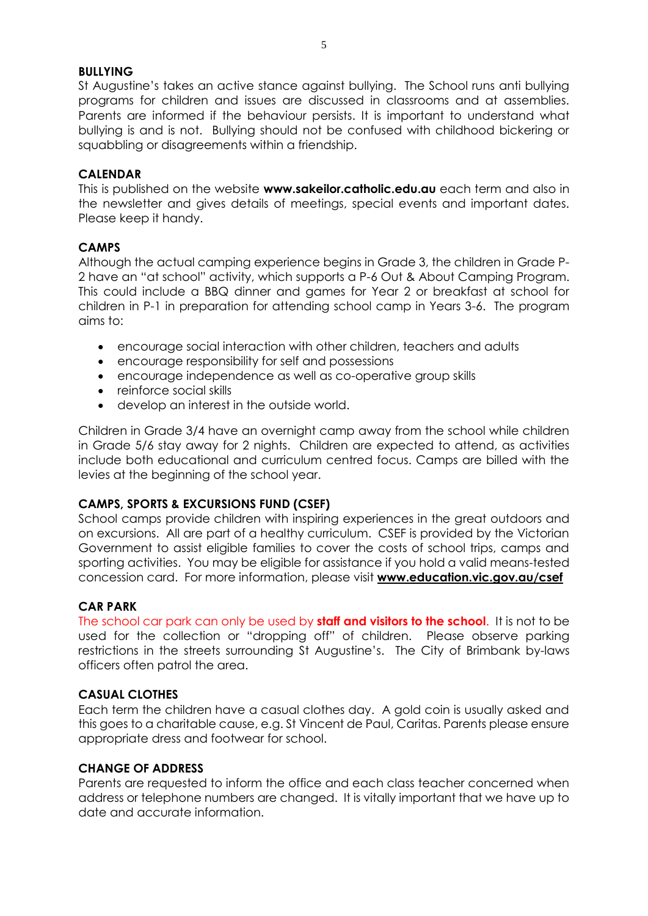**BULLYING**

St Augustine's takes an active stance against bullying. The School runs anti bullying programs for children and issues are discussed in classrooms and at assemblies. Parents are informed if the behaviour persists. It is important to understand what bullying is and is not. Bullying should not be confused with childhood bickering or squabbling or disagreements within a friendship.

**CALENDAR**

This is published on the website **www.sakeilor.catholic.edu.au** each term and also in the newsletter and gives details of meetings, special events and important dates. Please keep it handy.

**CAMPS**

Although the actual camping experience begins in Grade 3, the children in Grade P-2 have an "at school" activity, which supports a P-6 Out & About Camping Program. This could include a BBQ dinner and games for Year 2 or breakfast at school for children in P-1 in preparation for attending school camp in Years 3-6. The program aims to:

- encourage social interaction with other children, teachers and adults
- encourage responsibility for self and possessions
- encourage independence as well as co-operative group skills
- reinforce social skills
- develop an interest in the outside world.

Children in Grade 3/4 have an overnight camp away from the school while children in Grade 5/6 stay away for 2 nights. Children are expected to attend, as activities include both educational and curriculum centred focus. Camps are billed with the levies at the beginning of the school year.

**CAMPS, SPORTS & EXCURSIONS FUND (CSEF)**

School camps provide children with inspiring experiences in the great outdoors and on excursions. All are part of a healthy curriculum. CSEF is provided by the Victorian Government to assist eligible families to cover the costs of school trips, camps and sporting activities. You may be eligible for assistance if you hold a valid means-tested concession card. For more information, please visit **www.education.vic.gov.au/csef**

**CAR PARK**

The school car park can only be used by **staff and visitors to the school**. It is not to be used for the collection or "dropping off" of children. Please observe parking restrictions in the streets surrounding St Augustine's. The City of Brimbank by-laws officers often patrol the area.

**CASUAL CLOTHES**

Each term the children have a casual clothes day. A gold coin is usually asked and this goes to a charitable cause, e.g. St Vincent de Paul, Caritas. Parents please ensure appropriate dress and footwear for school.

**CHANGE OF ADDRESS**

Parents are requested to inform the office and each class teacher concerned when address or telephone numbers are changed. It is vitally important that we have up to date and accurate information.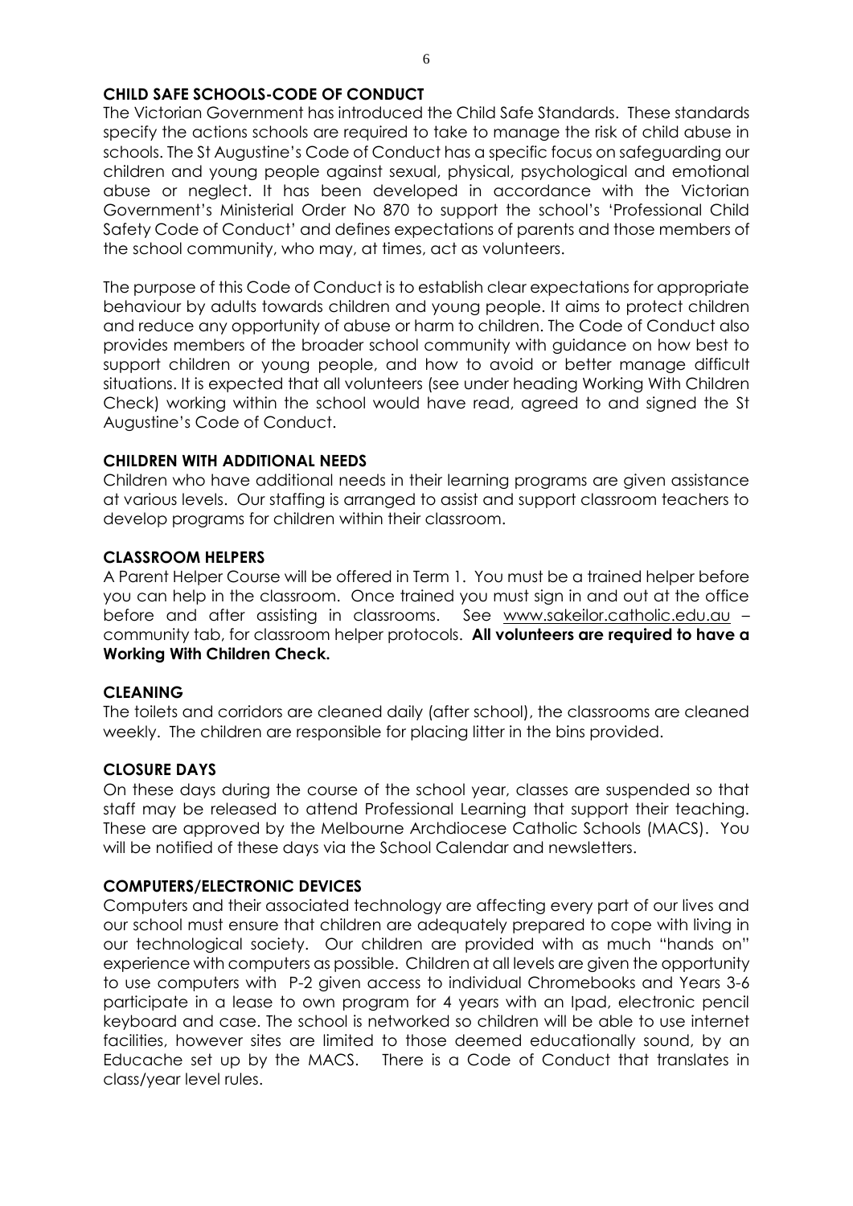## CHILD SAFE SCHOOLS-CODE OF CONDUCT

The Victorian Government has introduced the Child Safe Standards. These standards specify the actions schools are required to take to manage the risk of child abuse in schools. The St Augustine's Code of Conduct has a specific focus on safeguarding our children and young people against sexual, physical, psychological and emotional abuse or neglect. It has been developed in accordance with the Victorian Government's Ministerial Order No 870 to support the school's 'Professional Child Safety Code of Conduct' and defines expectations of parents and those members of the school community, who may, at times, act as volunteers.

The purpose of this Code of Conduct is to establish clear expectations for appropriate behaviour by adults towards children and young people. It aims to protect children and reduce any opportunity of abuse or harm to children. The Code of Conduct also provides members of the broader school community with guidance on how best to support children or young people, and how to avoid or better manage difficult situations. It is expected that all volunteers (see under heading Working With Children Check) working within the school would have read, agreed to and signed the St Augustine's Code of Conduct.

## CHILDREN WITH ADDITIONAL NEEDS

Children who have additional needs in their learning programs are given assistance at various levels. Our staffing is arranged to assist and support classroom teachers to develop programs for children within their classroom.

## CLASSROOM HELPERS

A Parent Helper Course will be offered in Term 1. You must be a trained helper before you can help in the classroom. Once trained you must sign in and out at the office before and after assisting in classrooms. See www.sakeilor.catholic.edu.au – community tab, for classroom helper protocols. **All volunteers are required to have a Working With Children Check.**

## CLEANING

The toilets and corridors are cleaned daily (after school), the classrooms are cleaned weekly. The children are responsible for placing litter in the bins provided.

## CLOSURE DAYS

On these days during the course of the school year, classes are suspended so that staff may be released to attend Professional Learning that support their teaching. These are approved by the Melbourne Archdiocese Catholic Schools (MACS). You will be notified of these days via the School Calendar and newsletters.

## COMPUTERS/ELECTRONIC DEVICES

Computers and their associated technology are affecting every part of our lives and our school must ensure that children are adequately prepared to cope with living in our technological society. Our children are provided with as much "hands on" experience with computers as possible. Children at all levels are given the opportunity to use computers with P-2 given access to individual Chromebooks and Years 3-6 participate in a lease to own program for 4 years with an Ipad, electronic pencil keyboard and case. The school is networked so children will be able to use internet facilities, however sites are limited to those deemed educationally sound, by an Educache set up by the MACS. There is a Code of Conduct that translates in class/year level rules.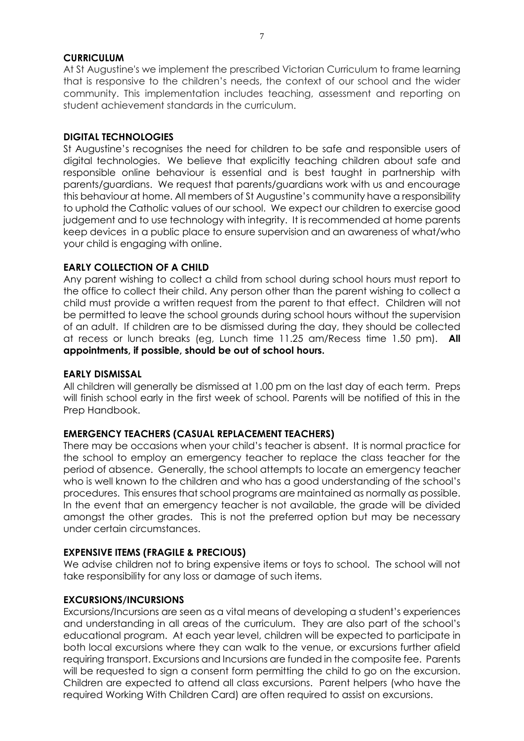## CURRICULUM

At St Augustine's we implement the prescribed Victorian Curriculum to frame learning that is responsive to the children's needs, the context of our school and the wider community. This implementation includes teaching, assessment and reporting on student achievement standards in the curriculum.

## DIGITAL TECHNOLOGIES

St Augustine's recognises the need for children to be safe and responsible users of digital technologies. We believe that explicitly teaching children about safe and responsible online behaviour is essential and is best taught in partnership with parents/guardians. We request that parents/guardians work with us and encourage this behaviour at home. All members of St Augustine's community have a responsibility to uphold the Catholic values of our school. We expect our children to exercise good judgement and to use technology with integrity. It is recommended at home parents keep devices in a public place to ensure supervision and an awareness of what/who your child is engaging with online.

## EARLY COLLECTION OF A CHILD

Any parent wishing to collect a child from school during school hours must report to the office to collect their child. Any person other than the parent wishing to collect a child must provide a written request from the parent to that effect. Children will not be permitted to leave the school grounds during school hours without the supervision of an adult. If children are to be dismissed during the day, they should be collected at recess or lunch breaks (eg, Lunch time 11.25 am/Recess time 1.50 pm). **All appointments, if possible, should be out of school hours.**

## EARLY DISMISSAL

All children will generally be dismissed at 1.00 pm on the last day of each term. Preps will finish school early in the first week of school. Parents will be notified of this in the Prep Handbook.

## EMERGENCY TEACHERS (CASUAL REPLACEMENT TEACHERS)

There may be occasions when your child's teacher is absent. It is normal practice for the school to employ an emergency teacher to replace the class teacher for the period of absence. Generally, the school attempts to locate an emergency teacher who is well known to the children and who has a good understanding of the school's procedures. This ensures that school programs are maintained as normally as possible. In the event that an emergency teacher is not available, the grade will be divided amongst the other grades. This is not the preferred option but may be necessary under certain circumstances.

## EXPENSIVE ITEMS (FRAGILE & PRECIOUS)

We advise children not to bring expensive items or toys to school. The school will not take responsibility for any loss or damage of such items.

## EXCURSIONS/INCURSIONS

Excursions/Incursions are seen as a vital means of developing a student's experiences and understanding in all areas of the curriculum. They are also part of the school's educational program. At each year level, children will be expected to participate in both local excursions where they can walk to the venue, or excursions further afield requiring transport. Excursions and Incursions are funded in the composite fee. Parents will be requested to sign a consent form permitting the child to go on the excursion. Children are expected to attend all class excursions. Parent helpers (who have the required Working With Children Card) are often required to assist on excursions.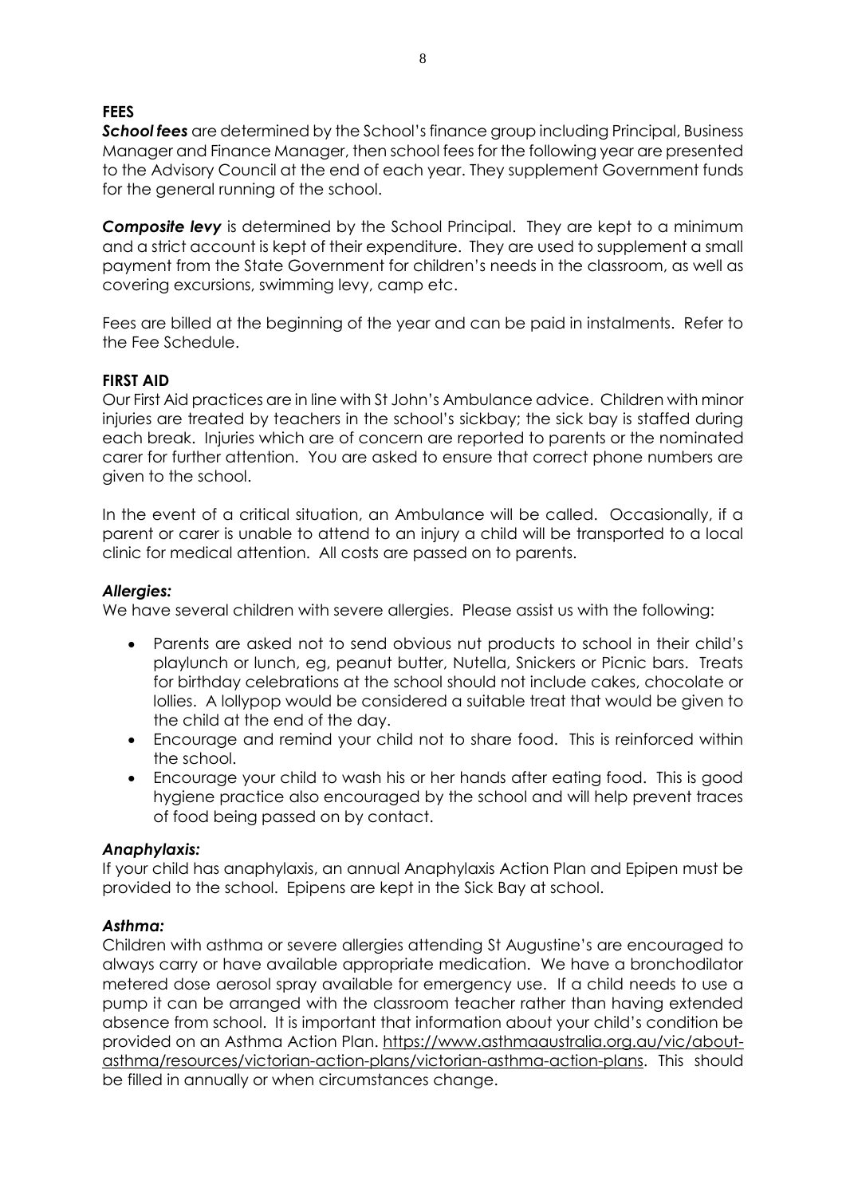## FEES

***School fees*** are determined by the School's finance group including Principal, Business Manager and Finance Manager, then school fees for the following year are presented to the Advisory Council at the end of each year. They supplement Government funds for the general running of the school.

***Composite levy*** is determined by the School Principal. They are kept to a minimum and a strict account is kept of their expenditure. They are used to supplement a small payment from the State Government for children's needs in the classroom, as well as covering excursions, swimming levy, camp etc.

Fees are billed at the beginning of the year and can be paid in instalments. Refer to the Fee Schedule.

## FIRST AID

Our First Aid practices are in line with St John's Ambulance advice. Children with minor injuries are treated by teachers in the school's sickbay; the sick bay is staffed during each break. Injuries which are of concern are reported to parents or the nominated carer for further attention. You are asked to ensure that correct phone numbers are given to the school.

In the event of a critical situation, an Ambulance will be called. Occasionally, if a parent or carer is unable to attend to an injury a child will be transported to a local clinic for medical attention. All costs are passed on to parents.

### *Allergies:*

We have several children with severe allergies. Please assist us with the following:

- Parents are asked not to send obvious nut products to school in their child's playlunch or lunch, eg, peanut butter, Nutella, Snickers or Picnic bars. Treats for birthday celebrations at the school should not include cakes, chocolate or lollies. A lollypop would be considered a suitable treat that would be given to the child at the end of the day.
- Encourage and remind your child not to share food. This is reinforced within the school.
- Encourage your child to wash his or her hands after eating food. This is good hygiene practice also encouraged by the school and will help prevent traces of food being passed on by contact.

### *Anaphylaxis:*

If your child has anaphylaxis, an annual Anaphylaxis Action Plan and Epipen must be provided to the school. Epipens are kept in the Sick Bay at school.

### *Asthma:*

Children with asthma or severe allergies attending St Augustine's are encouraged to always carry or have available appropriate medication. We have a bronchodilator metered dose aerosol spray available for emergency use. If a child needs to use a pump it can be arranged with the classroom teacher rather than having extended absence from school. It is important that information about your child's condition be provided on an Asthma Action Plan. https://www.asthmaaustralia.org.au/vic/about-asthma/resources/victorian-action-plans/victorian-asthma-action-plans. This should be filled in annually or when circumstances change.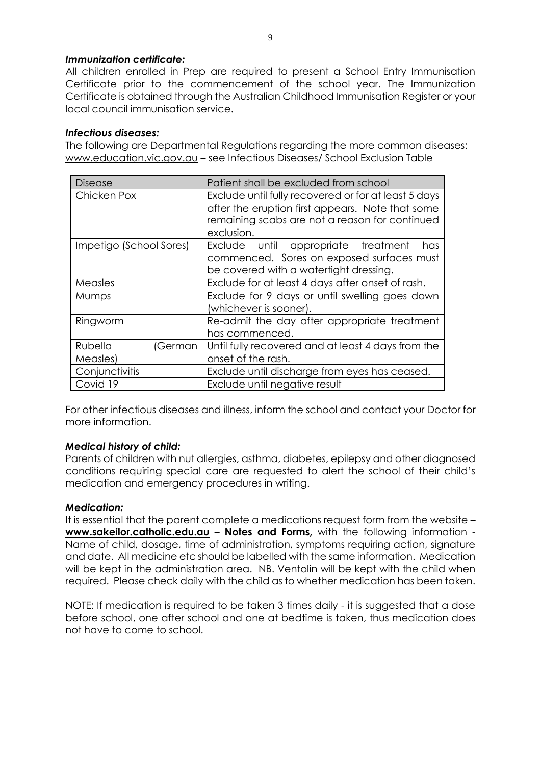### *Immunization certificate:*

All children enrolled in Prep are required to present a School Entry Immunisation Certificate prior to the commencement of the school year. The Immunization Certificate is obtained through the Australian Childhood Immunisation Register or your local council immunisation service.

### *Infectious diseases:*

The following are Departmental Regulations regarding the more common diseases: www.education.vic.gov.au – see Infectious Diseases/ School Exclusion Table

| Disease | Patient shall be excluded from school |
|---|---|
| Chicken Pox | Exclude until fully recovered or for at least 5 days after the eruption first appears. Note that some remaining scabs are not a reason for continued exclusion. |
| Impetigo (School Sores) | Exclude until appropriate treatment has commenced. Sores on exposed surfaces must be covered with a watertight dressing. |
| Measles | Exclude for at least 4 days after onset of rash. |
| Mumps | Exclude for 9 days or until swelling goes down (whichever is sooner). |
| Ringworm | Re-admit the day after appropriate treatment has commenced. |
| Rubella (German Measles) | Until fully recovered and at least 4 days from the onset of the rash. |
| Conjunctivitis | Exclude until discharge from eyes has ceased. |
| Covid 19 | Exclude until negative result |

For other infectious diseases and illness, inform the school and contact your Doctor for more information.

### *Medical history of child:*

Parents of children with nut allergies, asthma, diabetes, epilepsy and other diagnosed conditions requiring special care are requested to alert the school of their child's medication and emergency procedures in writing.

### *Medication:*

It is essential that the parent complete a medications request form from the website – **www.sakeilor.catholic.edu.au – Notes and Forms,** with the following information - Name of child, dosage, time of administration, symptoms requiring action, signature and date. All medicine etc should be labelled with the same information. Medication will be kept in the administration area. NB. Ventolin will be kept with the child when required. Please check daily with the child as to whether medication has been taken.

NOTE: If medication is required to be taken 3 times daily - it is suggested that a dose before school, one after school and one at bedtime is taken, thus medication does not have to come to school.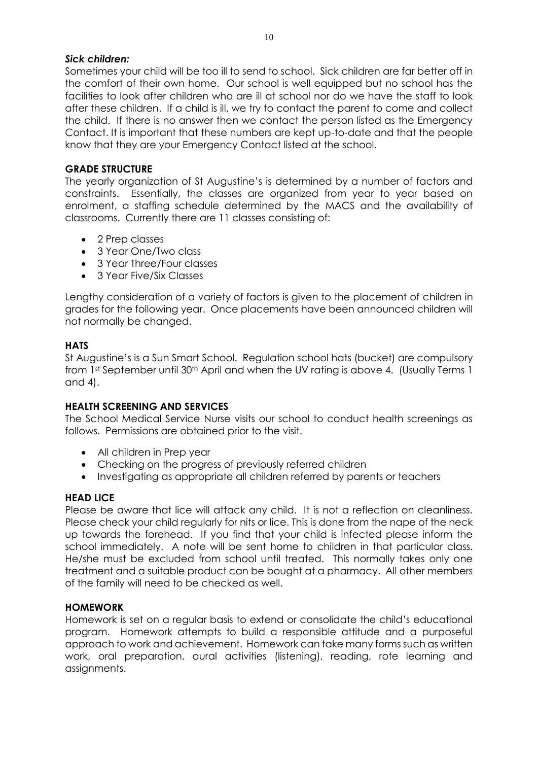***Sick children:***
Sometimes your child will be too ill to send to school. Sick children are far better off in the comfort of their own home. Our school is well equipped but no school has the facilities to look after children who are ill at school nor do we have the staff to look after these children. If a child is ill, we try to contact the parent to come and collect the child. If there is no answer then we contact the person listed as the Emergency Contact. It is important that these numbers are kept up-to-date and that the people know that they are your Emergency Contact listed at the school.

## GRADE STRUCTURE

The yearly organization of St Augustine's is determined by a number of factors and constraints. Essentially, the classes are organized from year to year based on enrolment, a staffing schedule determined by the MACS and the availability of classrooms. Currently there are 11 classes consisting of:

- 2 Prep classes
- 3 Year One/Two class
- 3 Year Three/Four classes
- 3 Year Five/Six Classes

Lengthy consideration of a variety of factors is given to the placement of children in grades for the following year. Once placements have been announced children will not normally be changed.

## HATS

St Augustine's is a Sun Smart School. Regulation school hats (bucket) are compulsory from 1st September until 30th April and when the UV rating is above 4. (Usually Terms 1 and 4).

## HEALTH SCREENING AND SERVICES

The School Medical Service Nurse visits our school to conduct health screenings as follows. Permissions are obtained prior to the visit.

- All children in Prep year
- Checking on the progress of previously referred children
- Investigating as appropriate all children referred by parents or teachers

## HEAD LICE

Please be aware that lice will attack any child. It is not a reflection on cleanliness. Please check your child regularly for nits or lice. This is done from the nape of the neck up towards the forehead. If you find that your child is infected please inform the school immediately. A note will be sent home to children in that particular class. He/she must be excluded from school until treated. This normally takes only one treatment and a suitable product can be bought at a pharmacy. All other members of the family will need to be checked as well.

## HOMEWORK

Homework is set on a regular basis to extend or consolidate the child's educational program. Homework attempts to build a responsible attitude and a purposeful approach to work and achievement. Homework can take many forms such as written work, oral preparation, aural activities (listening), reading, rote learning and assignments.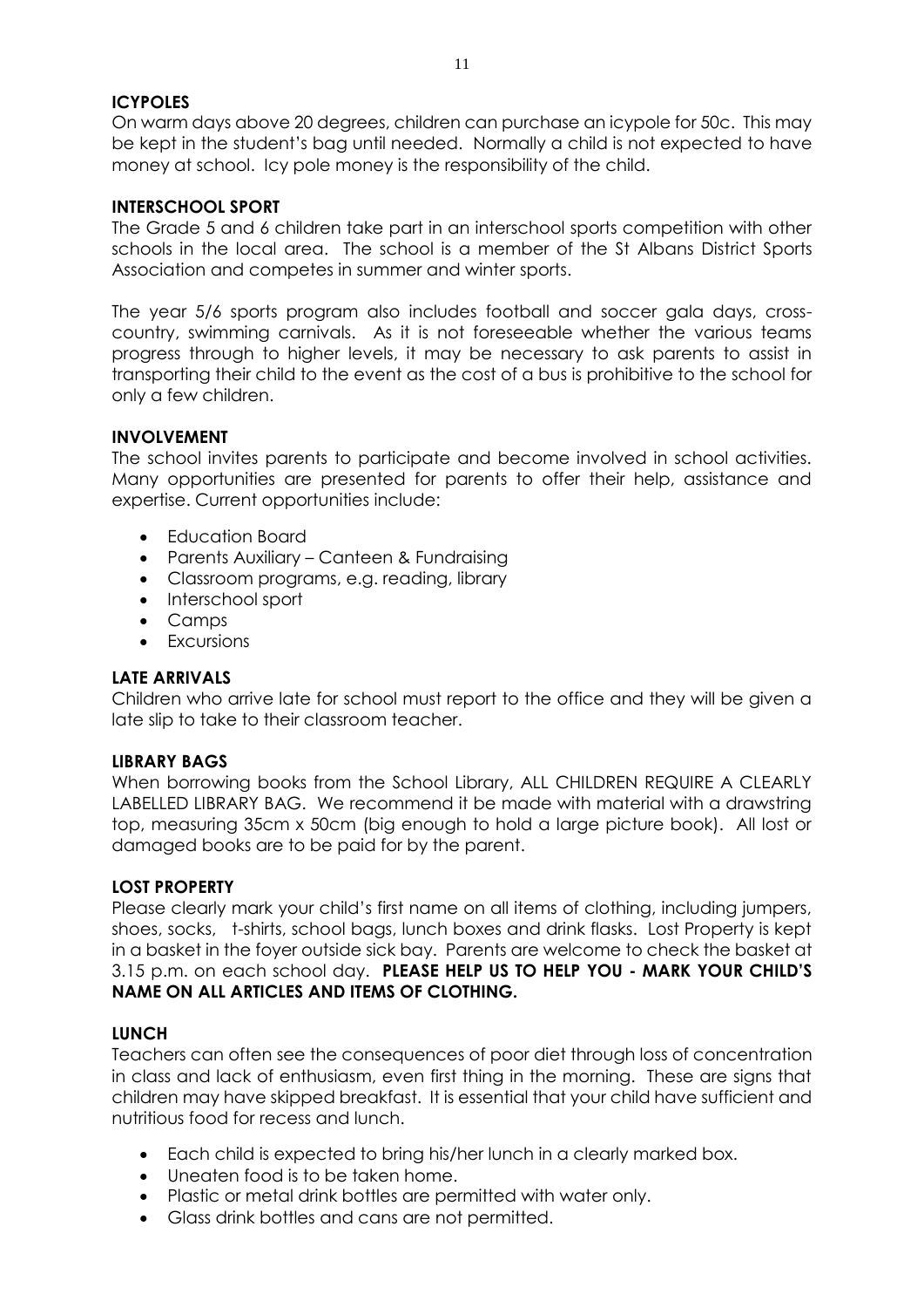**ICYPOLES**

On warm days above 20 degrees, children can purchase an icypole for 50c. This may be kept in the student's bag until needed. Normally a child is not expected to have money at school. Icy pole money is the responsibility of the child.

**INTERSCHOOL SPORT**

The Grade 5 and 6 children take part in an interschool sports competition with other schools in the local area. The school is a member of the St Albans District Sports Association and competes in summer and winter sports.

The year 5/6 sports program also includes football and soccer gala days, cross-country, swimming carnivals. As it is not foreseeable whether the various teams progress through to higher levels, it may be necessary to ask parents to assist in transporting their child to the event as the cost of a bus is prohibitive to the school for only a few children.

**INVOLVEMENT**

The school invites parents to participate and become involved in school activities. Many opportunities are presented for parents to offer their help, assistance and expertise. Current opportunities include:

- Education Board
- Parents Auxiliary – Canteen & Fundraising
- Classroom programs, e.g. reading, library
- Interschool sport
- Camps
- Excursions

**LATE ARRIVALS**

Children who arrive late for school must report to the office and they will be given a late slip to take to their classroom teacher.

**LIBRARY BAGS**

When borrowing books from the School Library, ALL CHILDREN REQUIRE A CLEARLY LABELLED LIBRARY BAG. We recommend it be made with material with a drawstring top, measuring 35cm x 50cm (big enough to hold a large picture book). All lost or damaged books are to be paid for by the parent.

**LOST PROPERTY**

Please clearly mark your child's first name on all items of clothing, including jumpers, shoes, socks, t-shirts, school bags, lunch boxes and drink flasks. Lost Property is kept in a basket in the foyer outside sick bay. Parents are welcome to check the basket at 3.15 p.m. on each school day. **PLEASE HELP US TO HELP YOU - MARK YOUR CHILD'S NAME ON ALL ARTICLES AND ITEMS OF CLOTHING.**

**LUNCH**

Teachers can often see the consequences of poor diet through loss of concentration in class and lack of enthusiasm, even first thing in the morning. These are signs that children may have skipped breakfast. It is essential that your child have sufficient and nutritious food for recess and lunch.

- Each child is expected to bring his/her lunch in a clearly marked box.
- Uneaten food is to be taken home.
- Plastic or metal drink bottles are permitted with water only.
- Glass drink bottles and cans are not permitted.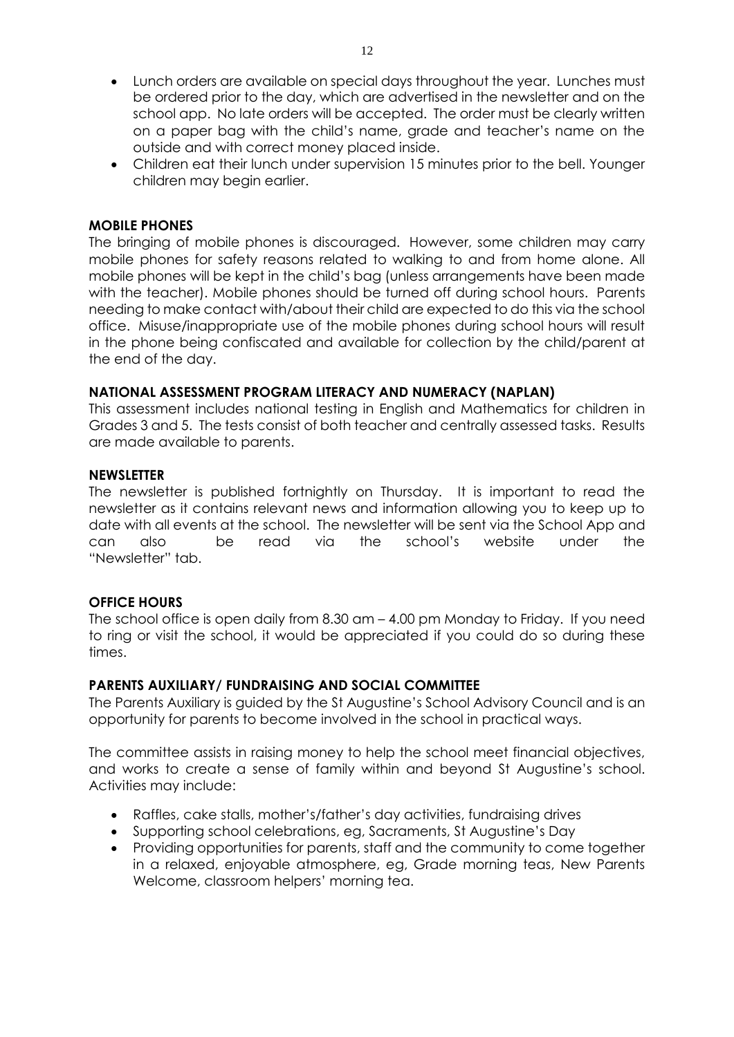- Lunch orders are available on special days throughout the year. Lunches must be ordered prior to the day, which are advertised in the newsletter and on the school app. No late orders will be accepted. The order must be clearly written on a paper bag with the child's name, grade and teacher's name on the outside and with correct money placed inside.
- Children eat their lunch under supervision 15 minutes prior to the bell. Younger children may begin earlier.

**MOBILE PHONES**

The bringing of mobile phones is discouraged. However, some children may carry mobile phones for safety reasons related to walking to and from home alone. All mobile phones will be kept in the child's bag (unless arrangements have been made with the teacher). Mobile phones should be turned off during school hours. Parents needing to make contact with/about their child are expected to do this via the school office. Misuse/inappropriate use of the mobile phones during school hours will result in the phone being confiscated and available for collection by the child/parent at the end of the day.

**NATIONAL ASSESSMENT PROGRAM LITERACY AND NUMERACY (NAPLAN)**

This assessment includes national testing in English and Mathematics for children in Grades 3 and 5. The tests consist of both teacher and centrally assessed tasks. Results are made available to parents.

**NEWSLETTER**

The newsletter is published fortnightly on Thursday. It is important to read the newsletter as it contains relevant news and information allowing you to keep up to date with all events at the school. The newsletter will be sent via the School App and can also be read via the school's website under the "Newsletter" tab.

**OFFICE HOURS**

The school office is open daily from 8.30 am – 4.00 pm Monday to Friday. If you need to ring or visit the school, it would be appreciated if you could do so during these times.

**PARENTS AUXILIARY/ FUNDRAISING AND SOCIAL COMMITTEE**

The Parents Auxiliary is guided by the St Augustine's School Advisory Council and is an opportunity for parents to become involved in the school in practical ways.

The committee assists in raising money to help the school meet financial objectives, and works to create a sense of family within and beyond St Augustine's school. Activities may include:

- Raffles, cake stalls, mother's/father's day activities, fundraising drives
- Supporting school celebrations, eg, Sacraments, St Augustine's Day
- Providing opportunities for parents, staff and the community to come together in a relaxed, enjoyable atmosphere, eg, Grade morning teas, New Parents Welcome, classroom helpers' morning tea.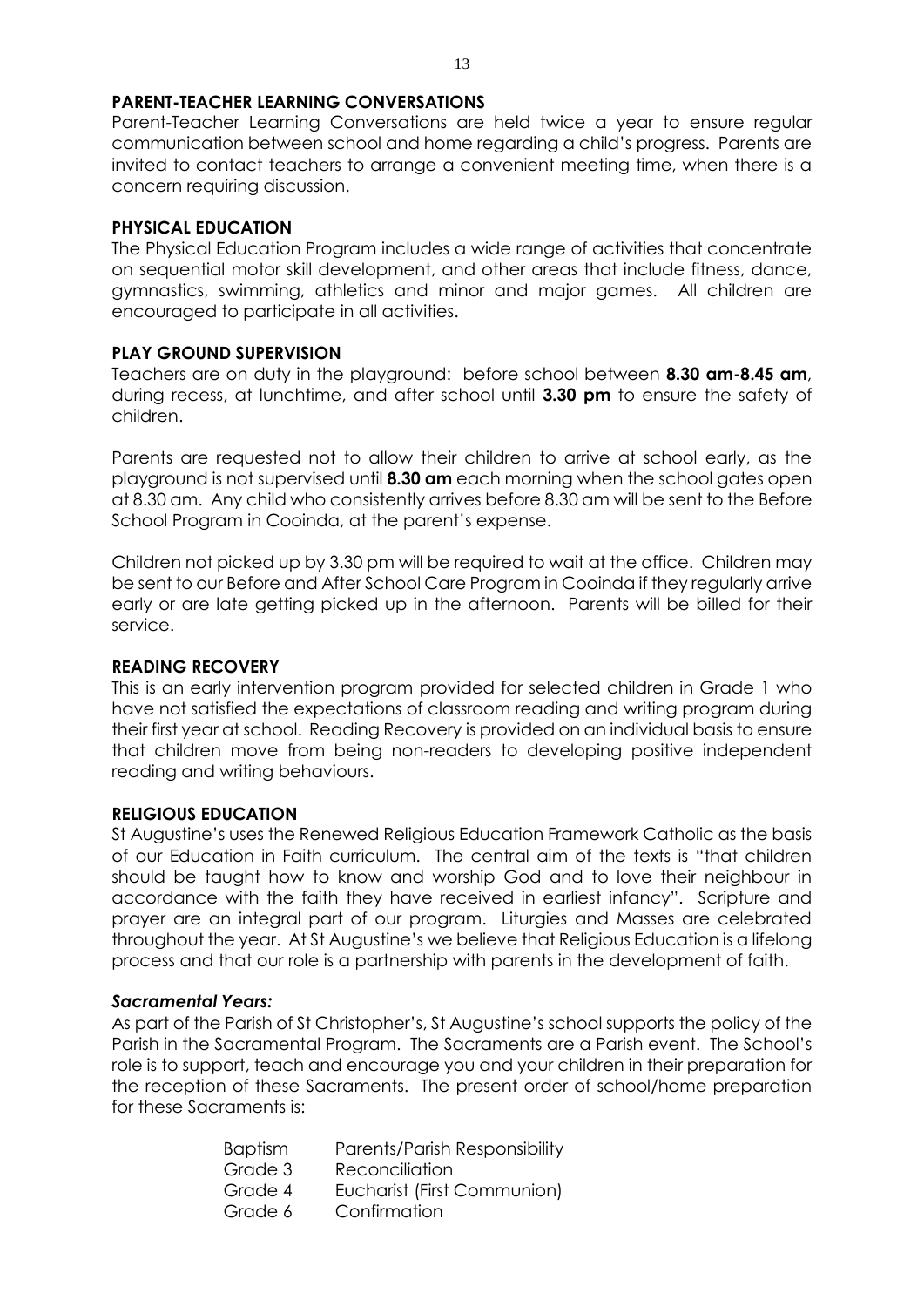## PARENT-TEACHER LEARNING CONVERSATIONS

Parent-Teacher Learning Conversations are held twice a year to ensure regular communication between school and home regarding a child's progress. Parents are invited to contact teachers to arrange a convenient meeting time, when there is a concern requiring discussion.

## PHYSICAL EDUCATION

The Physical Education Program includes a wide range of activities that concentrate on sequential motor skill development, and other areas that include fitness, dance, gymnastics, swimming, athletics and minor and major games. All children are encouraged to participate in all activities.

## PLAY GROUND SUPERVISION

Teachers are on duty in the playground: before school between **8.30 am-8.45 am**, during recess, at lunchtime, and after school until **3.30 pm** to ensure the safety of children.

Parents are requested not to allow their children to arrive at school early, as the playground is not supervised until **8.30 am** each morning when the school gates open at 8.30 am. Any child who consistently arrives before 8.30 am will be sent to the Before School Program in Cooinda, at the parent's expense.

Children not picked up by 3.30 pm will be required to wait at the office. Children may be sent to our Before and After School Care Program in Cooinda if they regularly arrive early or are late getting picked up in the afternoon. Parents will be billed for their service.

## READING RECOVERY

This is an early intervention program provided for selected children in Grade 1 who have not satisfied the expectations of classroom reading and writing program during their first year at school. Reading Recovery is provided on an individual basis to ensure that children move from being non-readers to developing positive independent reading and writing behaviours.

## RELIGIOUS EDUCATION

St Augustine's uses the Renewed Religious Education Framework Catholic as the basis of our Education in Faith curriculum. The central aim of the texts is "that children should be taught how to know and worship God and to love their neighbour in accordance with the faith they have received in earliest infancy". Scripture and prayer are an integral part of our program. Liturgies and Masses are celebrated throughout the year. At St Augustine's we believe that Religious Education is a lifelong process and that our role is a partnership with parents in the development of faith.

### *Sacramental Years:*

As part of the Parish of St Christopher's, St Augustine's school supports the policy of the Parish in the Sacramental Program. The Sacraments are a Parish event. The School's role is to support, teach and encourage you and your children in their preparation for the reception of these Sacraments. The present order of school/home preparation for these Sacraments is:

| | |
|---|---|
| Baptism | Parents/Parish Responsibility |
| Grade 3 | Reconciliation |
| Grade 4 | Eucharist (First Communion) |
| Grade 6 | Confirmation |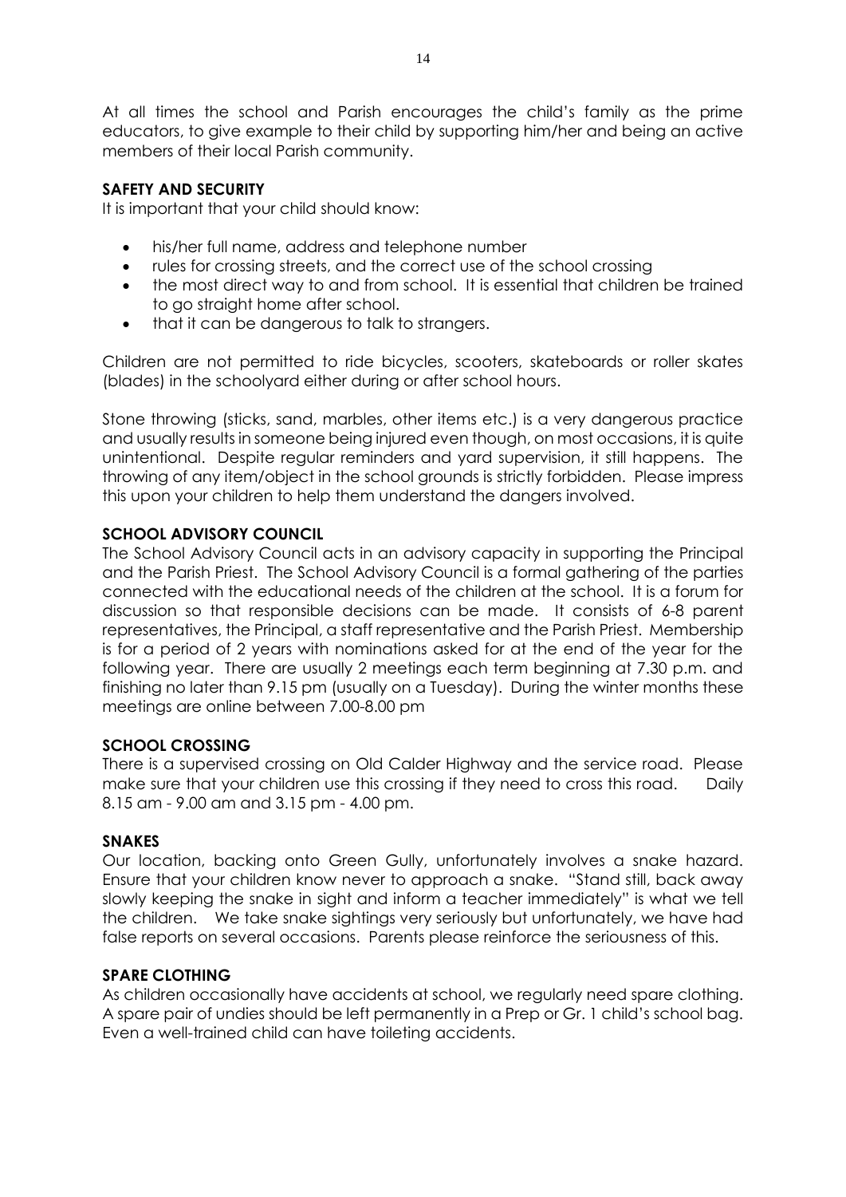At all times the school and Parish encourages the child's family as the prime educators, to give example to their child by supporting him/her and being an active members of their local Parish community.

### SAFETY AND SECURITY

It is important that your child should know:

- his/her full name, address and telephone number
- rules for crossing streets, and the correct use of the school crossing
- the most direct way to and from school. It is essential that children be trained to go straight home after school.
- that it can be dangerous to talk to strangers.

Children are not permitted to ride bicycles, scooters, skateboards or roller skates (blades) in the schoolyard either during or after school hours.

Stone throwing (sticks, sand, marbles, other items etc.) is a very dangerous practice and usually results in someone being injured even though, on most occasions, it is quite unintentional. Despite regular reminders and yard supervision, it still happens. The throwing of any item/object in the school grounds is strictly forbidden. Please impress this upon your children to help them understand the dangers involved.

### SCHOOL ADVISORY COUNCIL

The School Advisory Council acts in an advisory capacity in supporting the Principal and the Parish Priest. The School Advisory Council is a formal gathering of the parties connected with the educational needs of the children at the school. It is a forum for discussion so that responsible decisions can be made. It consists of 6-8 parent representatives, the Principal, a staff representative and the Parish Priest. Membership is for a period of 2 years with nominations asked for at the end of the year for the following year. There are usually 2 meetings each term beginning at 7.30 p.m. and finishing no later than 9.15 pm (usually on a Tuesday). During the winter months these meetings are online between 7.00-8.00 pm

### SCHOOL CROSSING

There is a supervised crossing on Old Calder Highway and the service road. Please make sure that your children use this crossing if they need to cross this road. Daily 8.15 am - 9.00 am and 3.15 pm - 4.00 pm.

### SNAKES

Our location, backing onto Green Gully, unfortunately involves a snake hazard. Ensure that your children know never to approach a snake. "Stand still, back away slowly keeping the snake in sight and inform a teacher immediately" is what we tell the children. We take snake sightings very seriously but unfortunately, we have had false reports on several occasions. Parents please reinforce the seriousness of this.

### SPARE CLOTHING

As children occasionally have accidents at school, we regularly need spare clothing. A spare pair of undies should be left permanently in a Prep or Gr. 1 child's school bag. Even a well-trained child can have toileting accidents.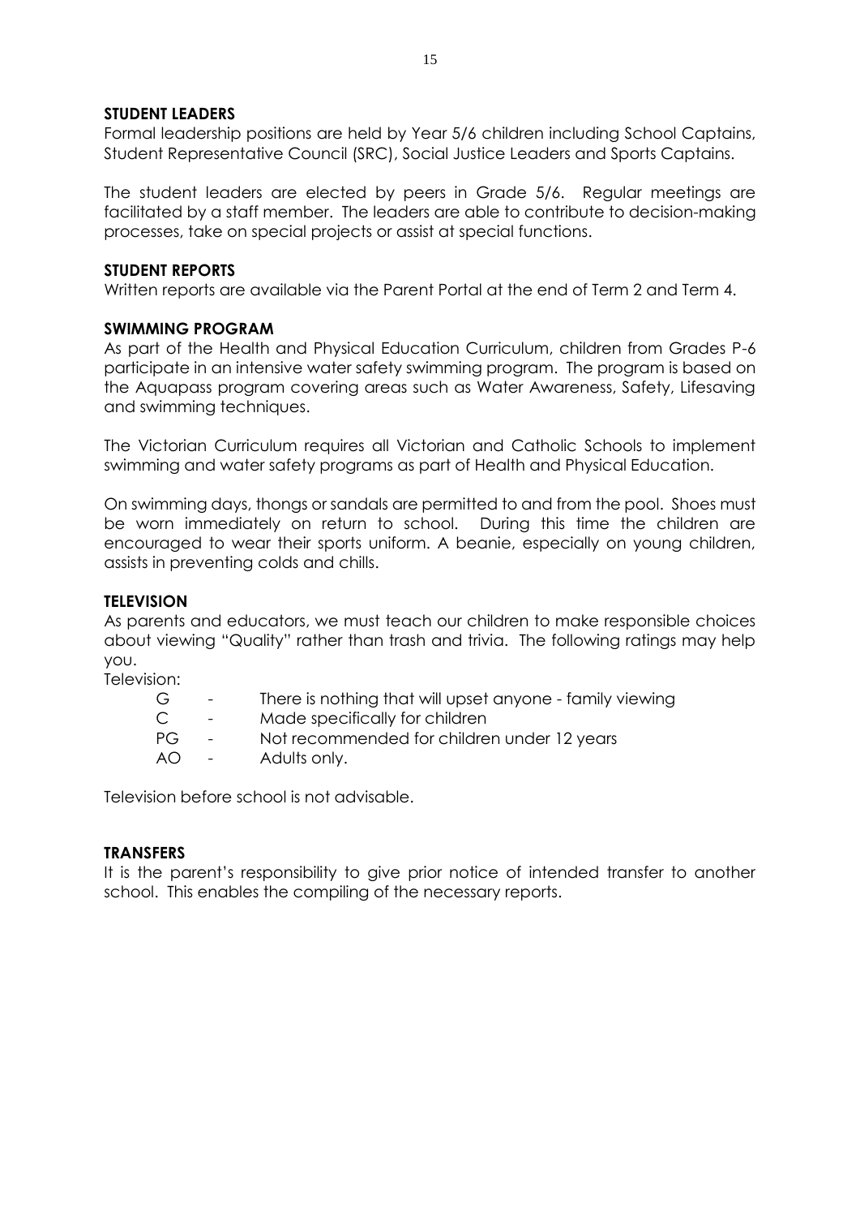**STUDENT LEADERS**

Formal leadership positions are held by Year 5/6 children including School Captains, Student Representative Council (SRC), Social Justice Leaders and Sports Captains.

The student leaders are elected by peers in Grade 5/6. Regular meetings are facilitated by a staff member. The leaders are able to contribute to decision-making processes, take on special projects or assist at special functions.

**STUDENT REPORTS**

Written reports are available via the Parent Portal at the end of Term 2 and Term 4.

**SWIMMING PROGRAM**

As part of the Health and Physical Education Curriculum, children from Grades P-6 participate in an intensive water safety swimming program. The program is based on the Aquapass program covering areas such as Water Awareness, Safety, Lifesaving and swimming techniques.

The Victorian Curriculum requires all Victorian and Catholic Schools to implement swimming and water safety programs as part of Health and Physical Education.

On swimming days, thongs or sandals are permitted to and from the pool. Shoes must be worn immediately on return to school. During this time the children are encouraged to wear their sports uniform. A beanie, especially on young children, assists in preventing colds and chills.

**TELEVISION**

As parents and educators, we must teach our children to make responsible choices about viewing "Quality" rather than trash and trivia. The following ratings may help you.

Television:

- G - There is nothing that will upset anyone - family viewing
- C - Made specifically for children
- PG - Not recommended for children under 12 years
- AO - Adults only.

Television before school is not advisable.

**TRANSFERS**

It is the parent's responsibility to give prior notice of intended transfer to another school. This enables the compiling of the necessary reports.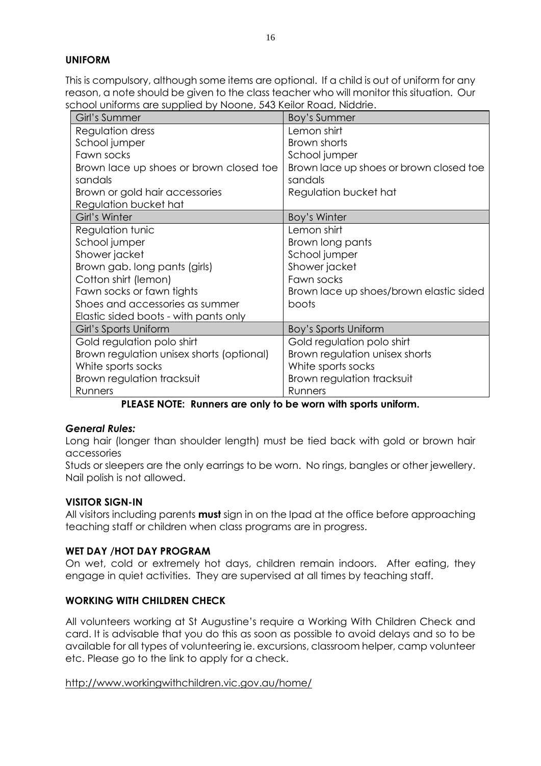## UNIFORM

This is compulsory, although some items are optional. If a child is out of uniform for any reason, a note should be given to the class teacher who will monitor this situation. Our school uniforms are supplied by Noone, 543 Keilor Road, Niddrie.

| Girl's Summer | Boy's Summer |
|---|---|
| Regulation dress<br>School jumper<br>Fawn socks<br>Brown lace up shoes or brown closed toe sandals<br>Brown or gold hair accessories<br>Regulation bucket hat | Lemon shirt<br>Brown shorts<br>School jumper<br>Brown lace up shoes or brown closed toe sandals<br>Regulation bucket hat |
| **Girl's Winter** | **Boy's Winter** |
| Regulation tunic<br>School jumper<br>Shower jacket<br>Brown gab. long pants (girls)<br>Cotton shirt (lemon)<br>Fawn socks or fawn tights<br>Shoes and accessories as summer<br>Elastic sided boots - with pants only | Lemon shirt<br>Brown long pants<br>School jumper<br>Shower jacket<br>Fawn socks<br>Brown lace up shoes/brown elastic sided boots |
| **Girl's Sports Uniform** | **Boy's Sports Uniform** |
| Gold regulation polo shirt<br>Brown regulation unisex shorts (optional)<br>White sports socks<br>Brown regulation tracksuit<br>Runners | Gold regulation polo shirt<br>Brown regulation unisex shorts<br>White sports socks<br>Brown regulation tracksuit<br>Runners |

**PLEASE NOTE: Runners are only to be worn with sports uniform.**

***General Rules:***

Long hair (longer than shoulder length) must be tied back with gold or brown hair accessories

Studs or sleepers are the only earrings to be worn. No rings, bangles or other jewellery. Nail polish is not allowed.

## VISITOR SIGN-IN

All visitors including parents **must** sign in on the Ipad at the office before approaching teaching staff or children when class programs are in progress.

## WET DAY /HOT DAY PROGRAM

On wet, cold or extremely hot days, children remain indoors. After eating, they engage in quiet activities. They are supervised at all times by teaching staff.

## WORKING WITH CHILDREN CHECK

All volunteers working at St Augustine's require a Working With Children Check and card. It is advisable that you do this as soon as possible to avoid delays and so to be available for all types of volunteering ie. excursions, classroom helper, camp volunteer etc. Please go to the link to apply for a check.

http://www.workingwithchildren.vic.gov.au/home/